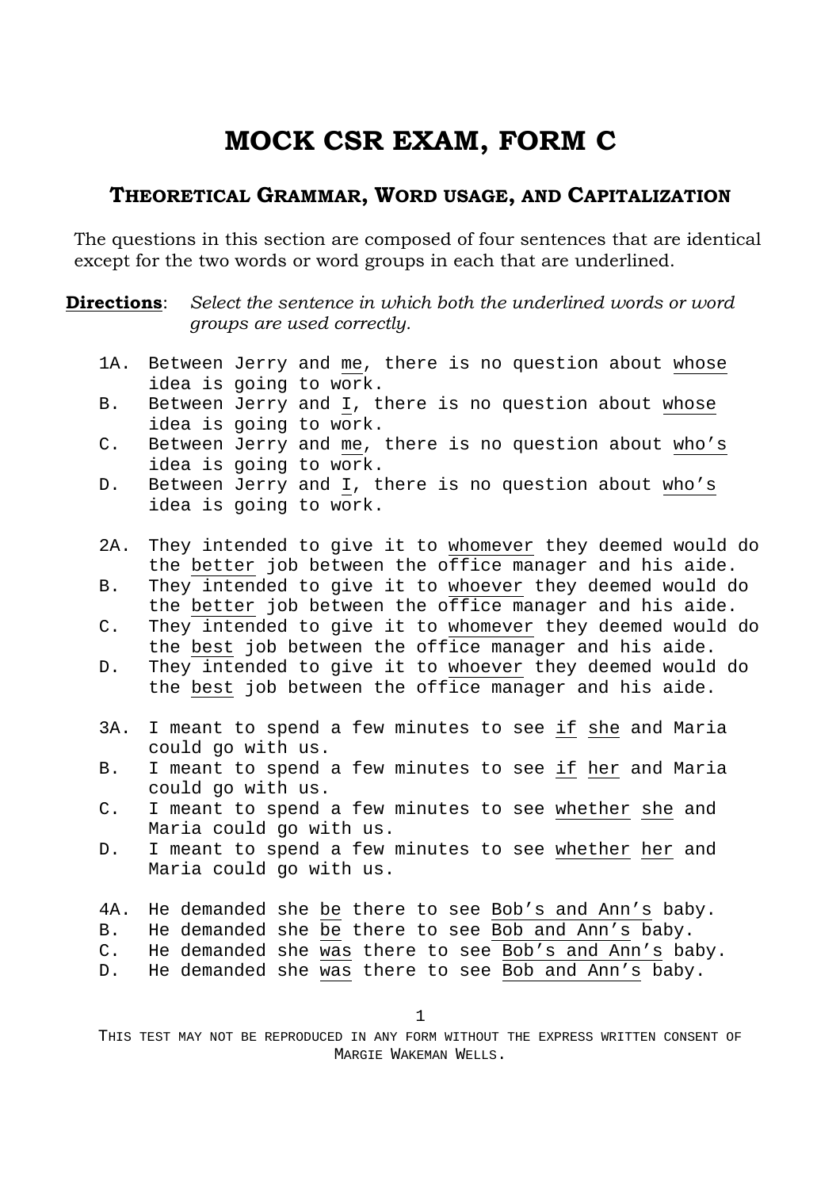# MOCK CSR EXAM, FORM C

## THEORETICAL GRAMMAR, WORD USAGE, AND CAPITALIZATION

The questions in this section are composed of four sentences that are identical except for the two words or word groups in each that are underlined.

**Directions**: *Select the sentence in which both the underlined words or word groups are used correctly.*

1A. Between Jerry and <u>me</u>, there is no question about <u>whose</u> idea is going to work.
B. Between Jerry and <u>I</u>, there is no question about <u>whose</u> idea is going to work.
C. Between Jerry and <u>me</u>, there is no question about <u>who's</u> idea is going to work.
D. Between Jerry and <u>I</u>, there is no question about <u>who's</u> idea is going to work.

2A. They intended to give it to <u>whomever</u> they deemed would do the <u>better</u> job between the office manager and his aide.
B. They intended to give it to <u>whoever</u> they deemed would do the <u>better</u> job between the office manager and his aide.
C. They intended to give it to <u>whomever</u> they deemed would do the <u>best</u> job between the office manager and his aide.
D. They intended to give it to <u>whoever</u> they deemed would do the <u>best</u> job between the office manager and his aide.

3A. I meant to spend a few minutes to see <u>if</u> <u>she</u> and Maria could go with us.
B. I meant to spend a few minutes to see <u>if</u> <u>her</u> and Maria could go with us.
C. I meant to spend a few minutes to see <u>whether</u> <u>she</u> and Maria could go with us.
D. I meant to spend a few minutes to see <u>whether</u> <u>her</u> and Maria could go with us.

4A. He demanded she <u>be</u> there to see <u>Bob's and Ann's</u> baby.
B. He demanded she <u>be</u> there to see <u>Bob and Ann's</u> baby.
C. He demanded she <u>was</u> there to see <u>Bob's and Ann's</u> baby.
D. He demanded she <u>was</u> there to see <u>Bob and Ann's</u> baby.

THIS TEST MAY NOT BE REPRODUCED IN ANY FORM WITHOUT THE EXPRESS WRITTEN CONSENT OF MARGIE WAKEMAN WELLS.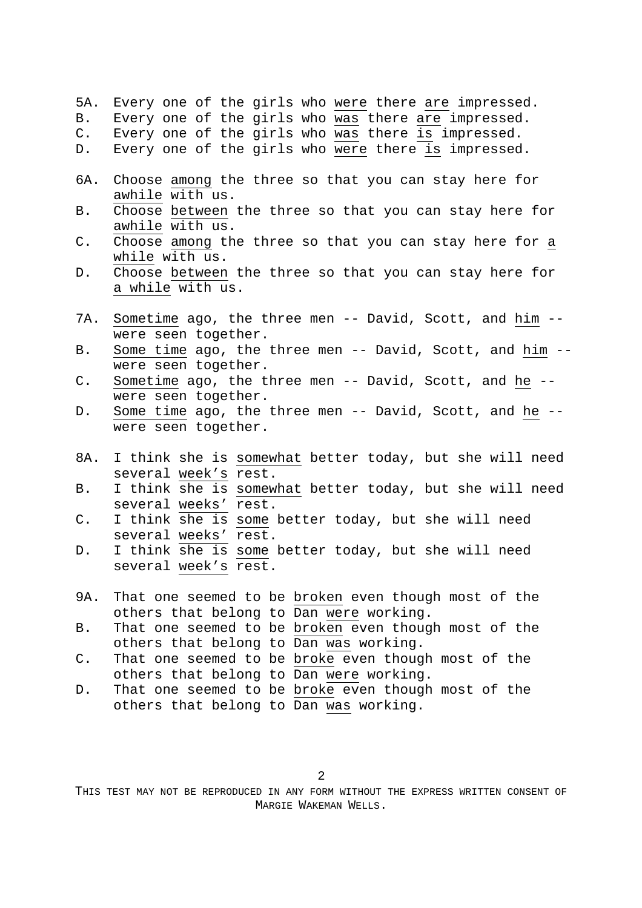5A. Every one of the girls who were there are impressed.
B. Every one of the girls who was there are impressed.
C. Every one of the girls who was there is impressed.
D. Every one of the girls who were there is impressed.

6A. Choose among the three so that you can stay here for awhile with us.
B. Choose between the three so that you can stay here for awhile with us.
C. Choose among the three so that you can stay here for a while with us.
D. Choose between the three so that you can stay here for a while with us.

7A. Sometime ago, the three men -- David, Scott, and him -- were seen together.
B. Some time ago, the three men -- David, Scott, and him -- were seen together.
C. Sometime ago, the three men -- David, Scott, and he -- were seen together.
D. Some time ago, the three men -- David, Scott, and he -- were seen together.

8A. I think she is somewhat better today, but she will need several week's rest.
B. I think she is somewhat better today, but she will need several weeks' rest.
C. I think she is some better today, but she will need several weeks' rest.
D. I think she is some better today, but she will need several week's rest.

9A. That one seemed to be broken even though most of the others that belong to Dan were working.
B. That one seemed to be broken even though most of the others that belong to Dan was working.
C. That one seemed to be broke even though most of the others that belong to Dan were working.
D. That one seemed to be broke even though most of the others that belong to Dan was working.

THIS TEST MAY NOT BE REPRODUCED IN ANY FORM WITHOUT THE EXPRESS WRITTEN CONSENT OF MARGIE WAKEMAN WELLS.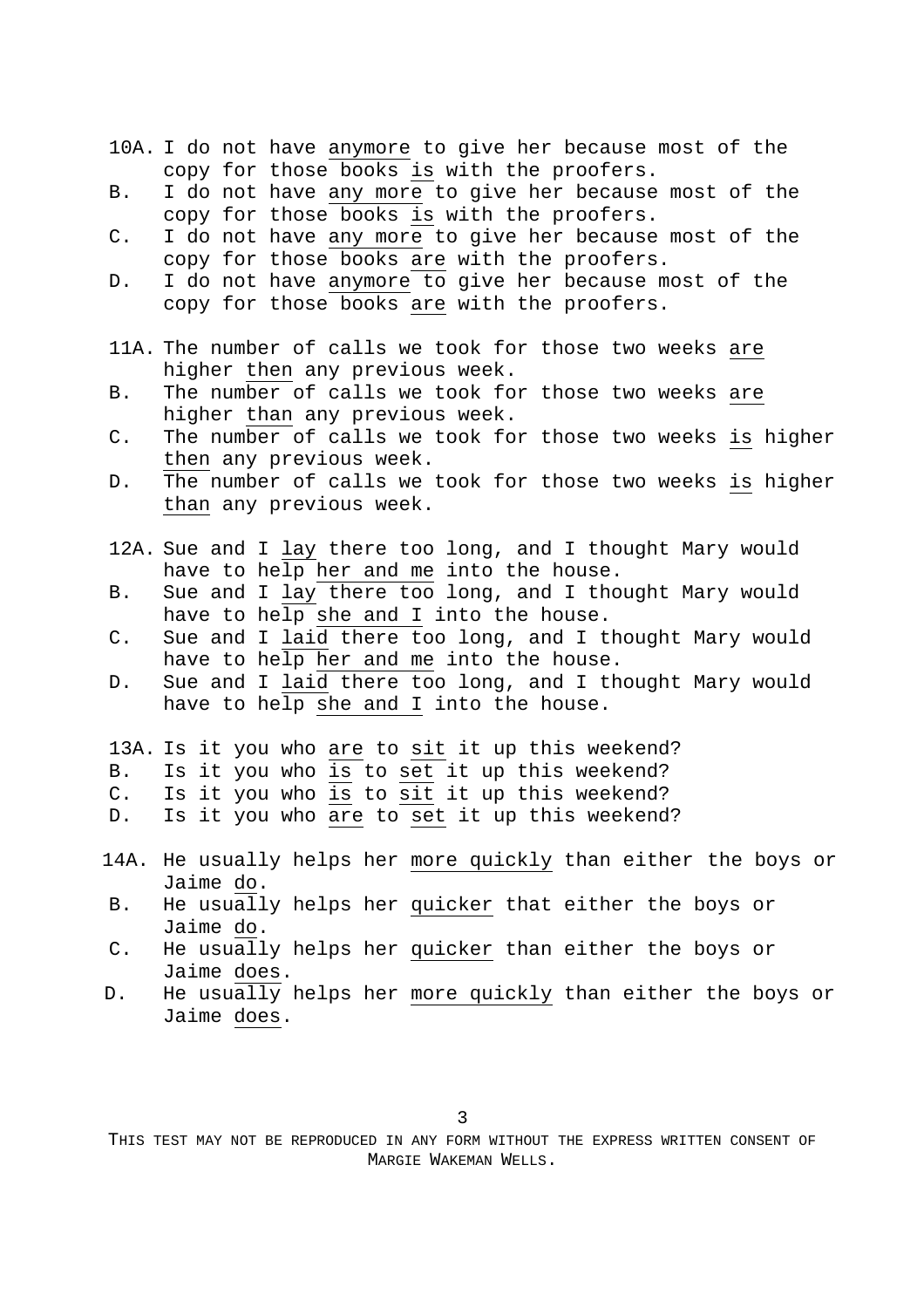10A. I do not have <u>anymore</u> to give her because most of the copy for those books <u>is</u> with the proofers.
B. I do not have <u>any more</u> to give her because most of the copy for those books <u>is</u> with the proofers.
C. I do not have <u>any more</u> to give her because most of the copy for those books <u>are</u> with the proofers.
D. I do not have <u>anymore</u> to give her because most of the copy for those books <u>are</u> with the proofers.

11A. The number of calls we took for those two weeks <u>are</u> higher <u>then</u> any previous week.
B. The number of calls we took for those two weeks <u>are</u> higher <u>than</u> any previous week.
C. The number of calls we took for those two weeks <u>is</u> higher <u>then</u> any previous week.
D. The number of calls we took for those two weeks <u>is</u> higher <u>than</u> any previous week.

12A. Sue and I <u>lay</u> there too long, and I thought Mary would have to help <u>her and me</u> into the house.
B. Sue and I <u>lay</u> there too long, and I thought Mary would have to help <u>she and I</u> into the house.
C. Sue and I <u>laid</u> there too long, and I thought Mary would have to help <u>her and me</u> into the house.
D. Sue and I <u>laid</u> there too long, and I thought Mary would have to help <u>she and I</u> into the house.

13A. Is it you who <u>are</u> to <u>sit</u> it up this weekend?
B. Is it you who <u>is</u> to <u>set</u> it up this weekend?
C. Is it you who <u>is</u> to <u>sit</u> it up this weekend?
D. Is it you who <u>are</u> to <u>set</u> it up this weekend?

14A. He usually helps her <u>more quickly</u> than either the boys or Jaime <u>do</u>.
B. He usually helps her <u>quicker</u> that either the boys or Jaime <u>do</u>.
C. He usually helps her <u>quicker</u> than either the boys or Jaime <u>does</u>.
D. He usually helps her <u>more quickly</u> than either the boys or Jaime <u>does</u>.

THIS TEST MAY NOT BE REPRODUCED IN ANY FORM WITHOUT THE EXPRESS WRITTEN CONSENT OF MARGIE WAKEMAN WELLS.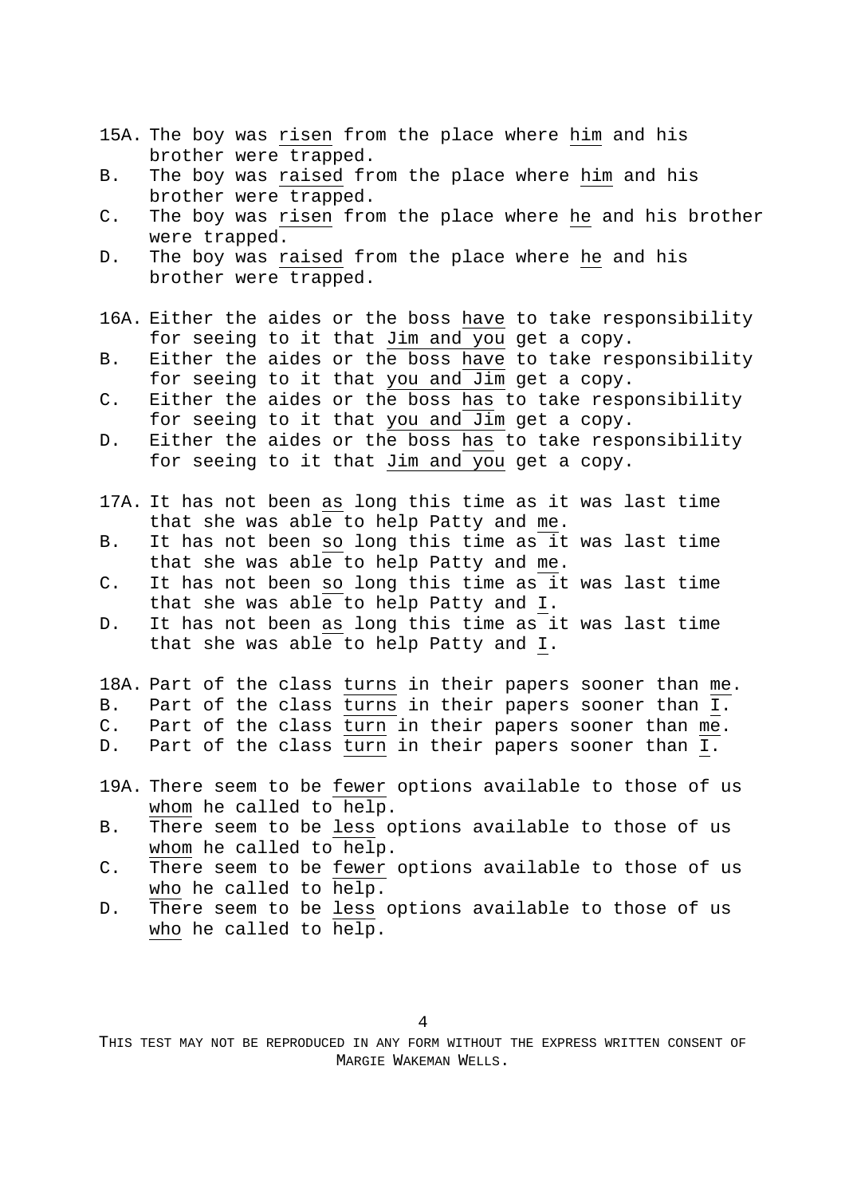15A. The boy was risen from the place where him and his brother were trapped.

B. The boy was raised from the place where him and his brother were trapped.

C. The boy was risen from the place where he and his brother were trapped.

D. The boy was raised from the place where he and his brother were trapped.

16A. Either the aides or the boss have to take responsibility for seeing to it that Jim and you get a copy.

B. Either the aides or the boss have to take responsibility for seeing to it that you and Jim get a copy.

C. Either the aides or the boss has to take responsibility for seeing to it that you and Jim get a copy.

D. Either the aides or the boss has to take responsibility for seeing to it that Jim and you get a copy.

17A. It has not been as long this time as it was last time that she was able to help Patty and me.

B. It has not been so long this time as it was last time that she was able to help Patty and me.

C. It has not been so long this time as it was last time that she was able to help Patty and I.

D. It has not been as long this time as it was last time that she was able to help Patty and I.

18A. Part of the class turns in their papers sooner than me.

B. Part of the class turns in their papers sooner than I.

C. Part of the class turn in their papers sooner than me.

D. Part of the class turn in their papers sooner than I.

19A. There seem to be fewer options available to those of us whom he called to help.

B. There seem to be less options available to those of us whom he called to help.

C. There seem to be fewer options available to those of us who he called to help.

D. There seem to be less options available to those of us who he called to help.

THIS TEST MAY NOT BE REPRODUCED IN ANY FORM WITHOUT THE EXPRESS WRITTEN CONSENT OF MARGIE WAKEMAN WELLS.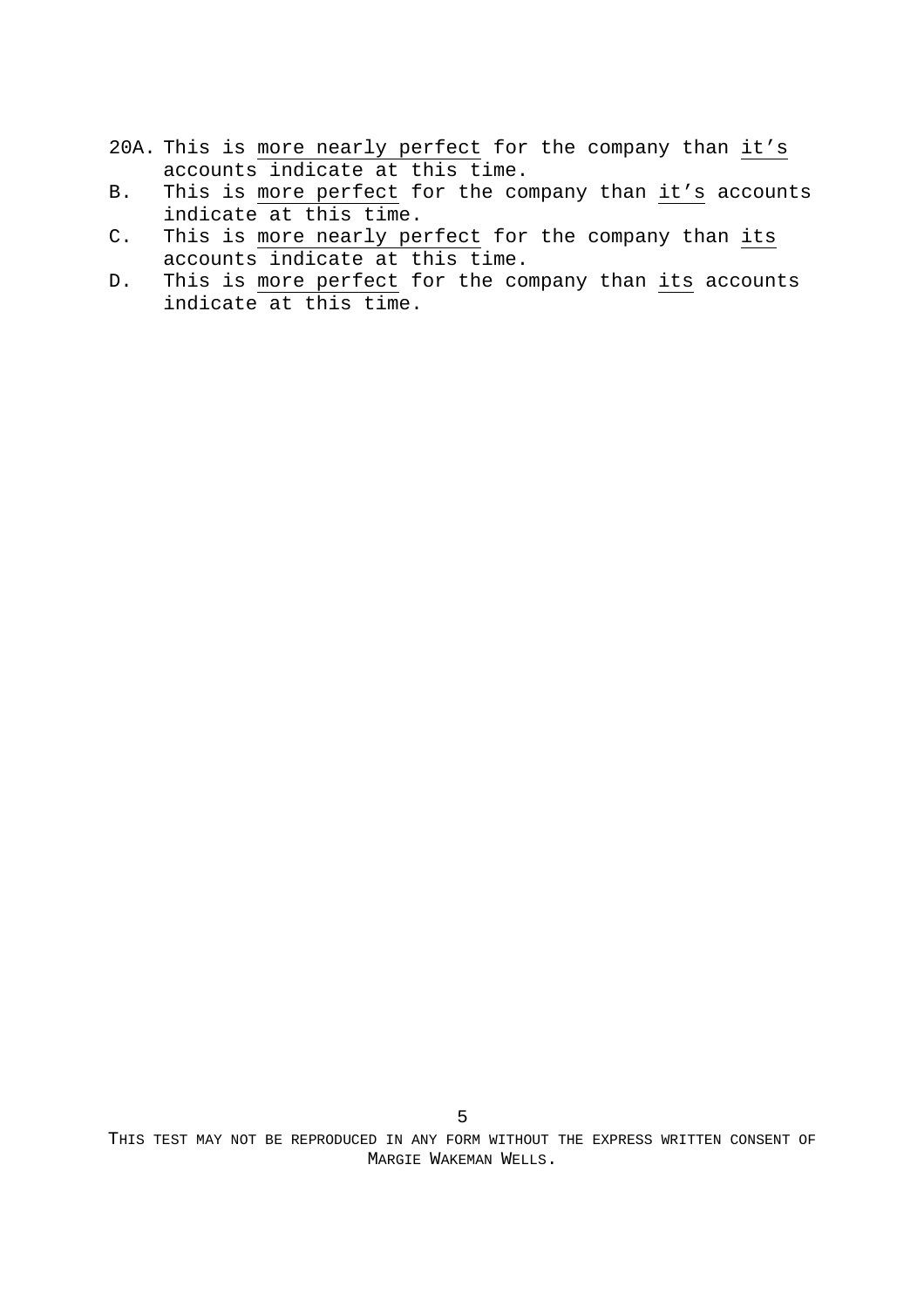20A. This is <u>more nearly perfect</u> for the company than <u>it's</u> accounts indicate at this time.

B. This is <u>more perfect</u> for the company than <u>it's</u> accounts indicate at this time.

C. This is <u>more nearly perfect</u> for the company than <u>its</u> accounts indicate at this time.

D. This is <u>more perfect</u> for the company than <u>its</u> accounts indicate at this time.

THIS TEST MAY NOT BE REPRODUCED IN ANY FORM WITHOUT THE EXPRESS WRITTEN CONSENT OF MARGIE WAKEMAN WELLS.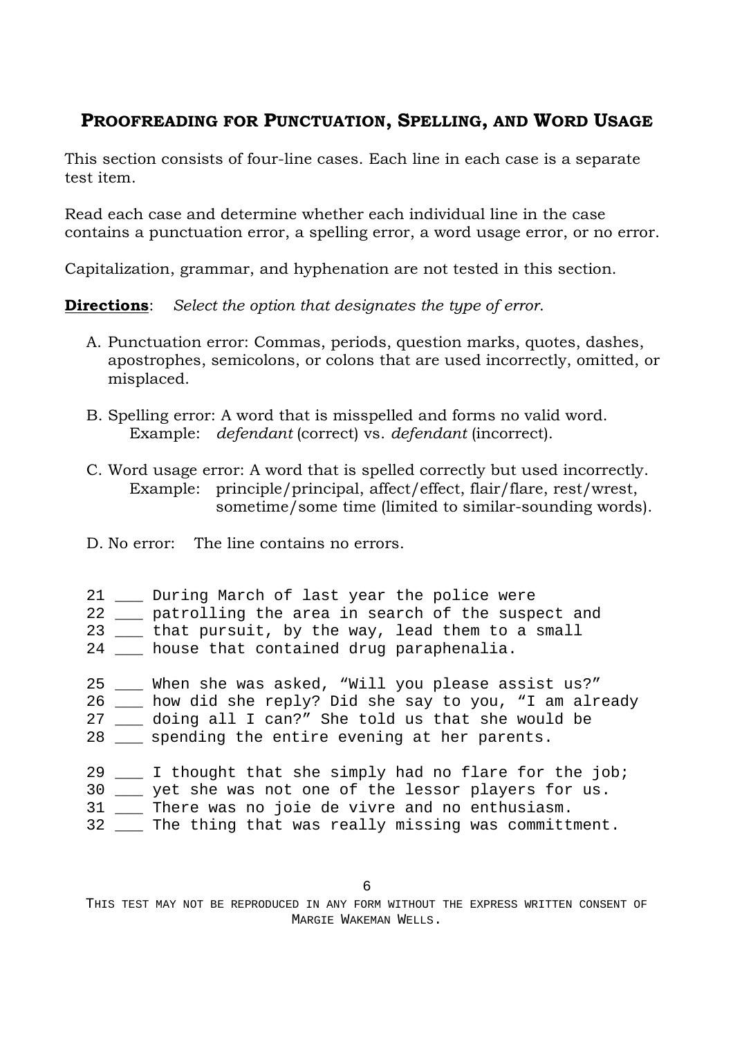## **PROOFREADING FOR PUNCTUATION, SPELLING, AND WORD USAGE**

This section consists of four-line cases. Each line in each case is a separate test item.

Read each case and determine whether each individual line in the case contains a punctuation error, a spelling error, a word usage error, or no error.

Capitalization, grammar, and hyphenation are not tested in this section.

**Directions**: *Select the option that designates the type of error.*

A. Punctuation error: Commas, periods, question marks, quotes, dashes, apostrophes, semicolons, or colons that are used incorrectly, omitted, or misplaced.

B. Spelling error: A word that is misspelled and forms no valid word.
   Example: *defendant* (correct) vs. *defendant* (incorrect).

C. Word usage error: A word that is spelled correctly but used incorrectly.
   Example: principle/principal, affect/effect, flair/flare, rest/wrest, sometime/some time (limited to similar-sounding words).

D. No error: The line contains no errors.

```
21 ___ During March of last year the police were
22 ___ patrolling the area in search of the suspect and
23 ___ that pursuit, by the way, lead them to a small
24 ___ house that contained drug paraphenalia.

25 ___ When she was asked, “Will you please assist us?”
26 ___ how did she reply? Did she say to you, “I am already
27 ___ doing all I can?” She told us that she would be
28 ___ spending the entire evening at her parents.

29 ___ I thought that she simply had no flare for the job;
30 ___ yet she was not one of the lessor players for us.
31 ___ There was no joie de vivre and no enthusiasm.
32 ___ The thing that was really missing was committment.
```

THIS TEST MAY NOT BE REPRODUCED IN ANY FORM WITHOUT THE EXPRESS WRITTEN CONSENT OF MARGIE WAKEMAN WELLS.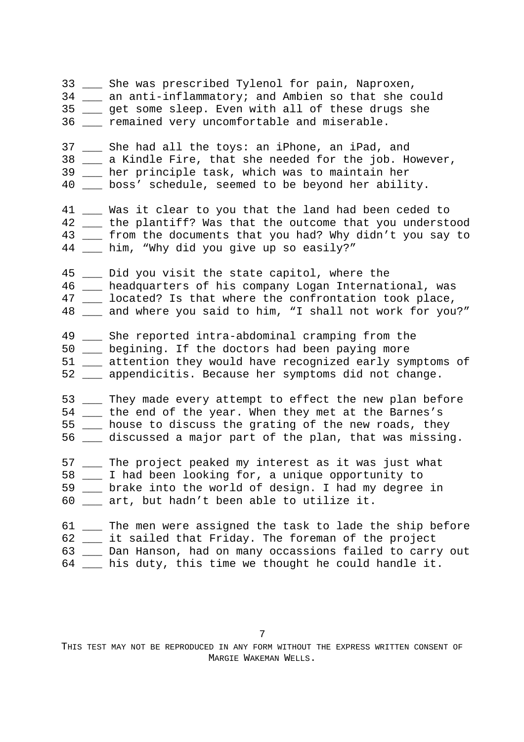33 ___ She was prescribed Tylenol for pain, Naproxen,
34 ___ an anti-inflammatory; and Ambien so that she could
35 ___ get some sleep. Even with all of these drugs she
36 ___ remained very uncomfortable and miserable.

37 ___ She had all the toys: an iPhone, an iPad, and
38 ___ a Kindle Fire, that she needed for the job. However,
39 ___ her principle task, which was to maintain her
40 ___ boss' schedule, seemed to be beyond her ability.

41 ___ Was it clear to you that the land had been ceded to
42 ___ the plantiff? Was that the outcome that you understood
43 ___ from the documents that you had? Why didn't you say to
44 ___ him, "Why did you give up so easily?"

45 ___ Did you visit the state capitol, where the
46 ___ headquarters of his company Logan International, was
47 ___ located? Is that where the confrontation took place,
48 ___ and where you said to him, "I shall not work for you?"

49 ___ She reported intra-abdominal cramping from the
50 ___ begining. If the doctors had been paying more
51 ___ attention they would have recognized early symptoms of
52 ___ appendicitis. Because her symptoms did not change.

53 ___ They made every attempt to effect the new plan before
54 ___ the end of the year. When they met at the Barnes's
55 ___ house to discuss the grating of the new roads, they
56 ___ discussed a major part of the plan, that was missing.

57 ___ The project peaked my interest as it was just what
58 ___ I had been looking for, a unique opportunity to
59 ___ brake into the world of design. I had my degree in
60 ___ art, but hadn't been able to utilize it.

61 ___ The men were assigned the task to lade the ship before
62 ___ it sailed that Friday. The foreman of the project
63 ___ Dan Hanson, had on many occassions failed to carry out
64 ___ his duty, this time we thought he could handle it.

THIS TEST MAY NOT BE REPRODUCED IN ANY FORM WITHOUT THE EXPRESS WRITTEN CONSENT OF MARGIE WAKEMAN WELLS.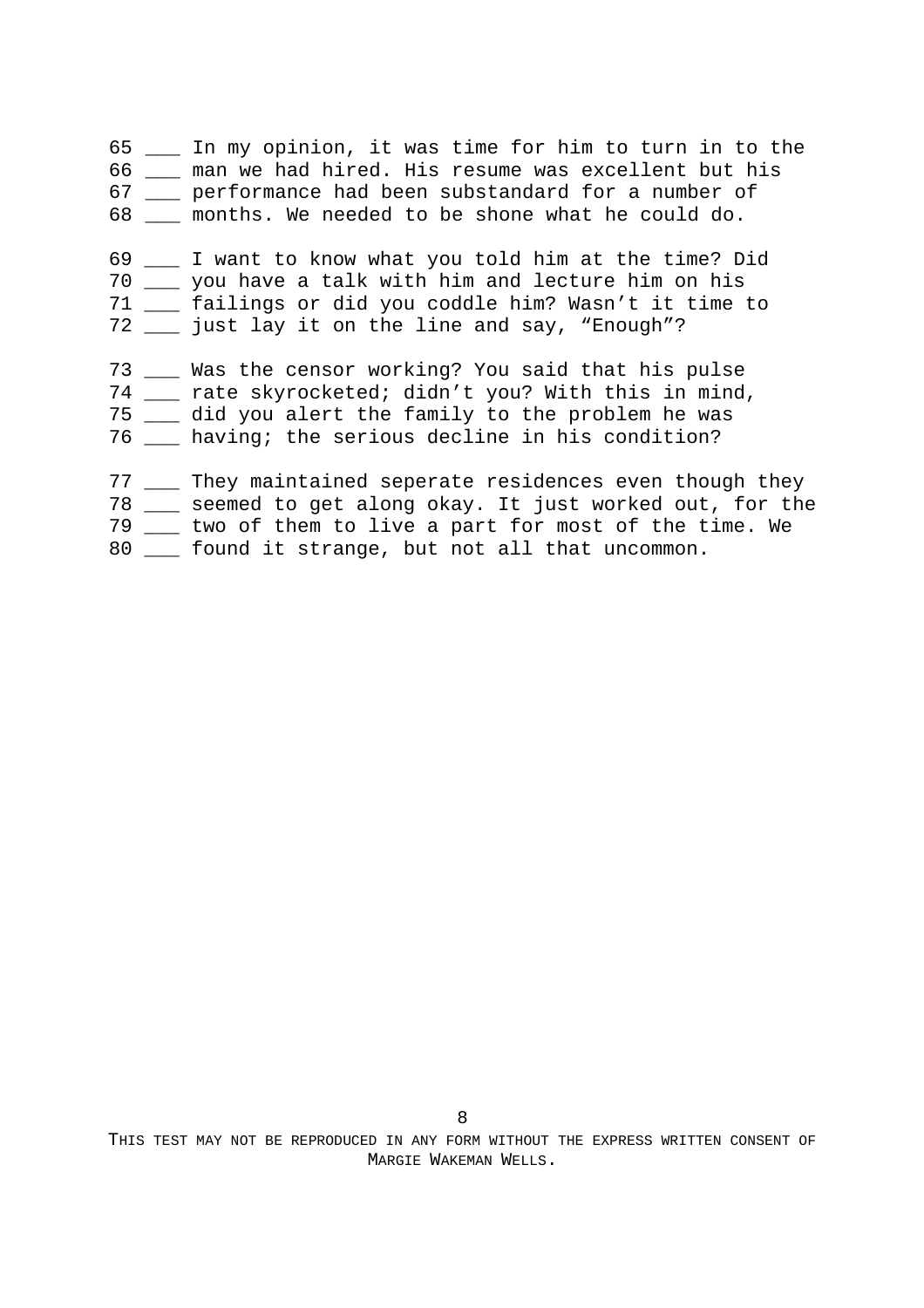65 ___ In my opinion, it was time for him to turn in to the
66 ___ man we had hired. His resume was excellent but his
67 ___ performance had been substandard for a number of
68 ___ months. We needed to be shone what he could do.

69 ___ I want to know what you told him at the time? Did
70 ___ you have a talk with him and lecture him on his
71 ___ failings or did you coddle him? Wasn't it time to
72 ___ just lay it on the line and say, "Enough"?

73 ___ Was the censor working? You said that his pulse
74 ___ rate skyrocketed; didn't you? With this in mind,
75 ___ did you alert the family to the problem he was
76 ___ having; the serious decline in his condition?

77 ___ They maintained seperate residences even though they
78 ___ seemed to get along okay. It just worked out, for the
79 ___ two of them to live a part for most of the time. We
80 ___ found it strange, but not all that uncommon.

THIS TEST MAY NOT BE REPRODUCED IN ANY FORM WITHOUT THE EXPRESS WRITTEN CONSENT OF MARGIE WAKEMAN WELLS.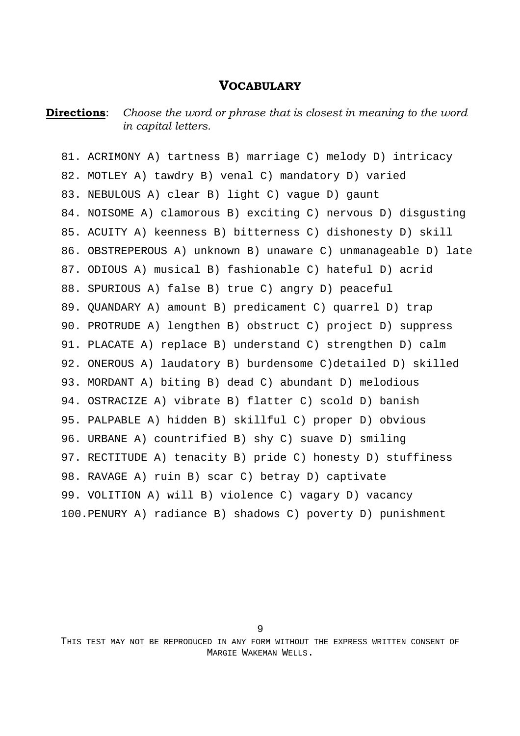## VOCABULARY

**Directions**: *Choose the word or phrase that is closest in meaning to the word in capital letters.*

81. ACRIMONY A) tartness B) marriage C) melody D) intricacy
82. MOTLEY A) tawdry B) venal C) mandatory D) varied
83. NEBULOUS A) clear B) light C) vague D) gaunt
84. NOISOME A) clamorous B) exciting C) nervous D) disgusting
85. ACUITY A) keenness B) bitterness C) dishonesty D) skill
86. OBSTREPEROUS A) unknown B) unaware C) unmanageable D) late
87. ODIOUS A) musical B) fashionable C) hateful D) acrid
88. SPURIOUS A) false B) true C) angry D) peaceful
89. QUANDARY A) amount B) predicament C) quarrel D) trap
90. PROTRUDE A) lengthen B) obstruct C) project D) suppress
91. PLACATE A) replace B) understand C) strengthen D) calm
92. ONEROUS A) laudatory B) burdensome C)detailed D) skilled
93. MORDANT A) biting B) dead C) abundant D) melodious
94. OSTRACIZE A) vibrate B) flatter C) scold D) banish
95. PALPABLE A) hidden B) skillful C) proper D) obvious
96. URBANE A) countrified B) shy C) suave D) smiling
97. RECTITUDE A) tenacity B) pride C) honesty D) stuffiness
98. RAVAGE A) ruin B) scar C) betray D) captivate
99. VOLITION A) will B) violence C) vagary D) vacancy
100. PENURY A) radiance B) shadows C) poverty D) punishment

THIS TEST MAY NOT BE REPRODUCED IN ANY FORM WITHOUT THE EXPRESS WRITTEN CONSENT OF MARGIE WAKEMAN WELLS.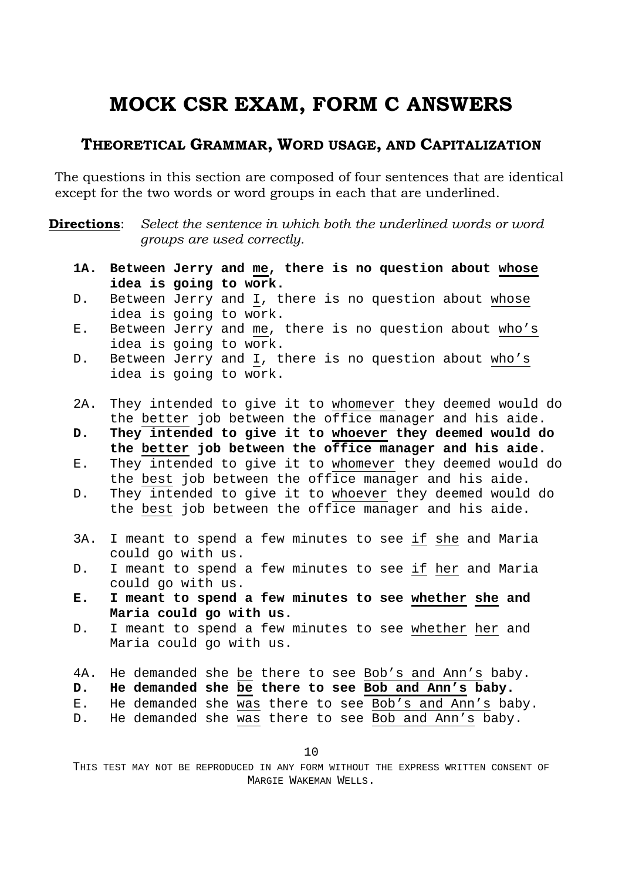# MOCK CSR EXAM, FORM C ANSWERS

## THEORETICAL GRAMMAR, WORD USAGE, AND CAPITALIZATION

The questions in this section are composed of four sentences that are identical except for the two words or word groups in each that are underlined.

**Directions**: *Select the sentence in which both the underlined words or word groups are used correctly.*

**1A. Between Jerry and <u>me</u>, there is no question about <u>whose</u> idea is going to work.**
D. Between Jerry and <u>I</u>, there is no question about <u>whose</u> idea is going to work.
E. Between Jerry and <u>me</u>, there is no question about <u>who's</u> idea is going to work.
D. Between Jerry and <u>I</u>, there is no question about <u>who's</u> idea is going to work.

2A. They intended to give it to <u>whomever</u> they deemed would do the <u>better</u> job between the office manager and his aide.
**D. They intended to give it to <u>whoever</u> they deemed would do the <u>better</u> job between the office manager and his aide.**
E. They intended to give it to <u>whomever</u> they deemed would do the <u>best</u> job between the office manager and his aide.
D. They intended to give it to <u>whoever</u> they deemed would do the <u>best</u> job between the office manager and his aide.

3A. I meant to spend a few minutes to see <u>if</u> <u>she</u> and Maria could go with us.
D. I meant to spend a few minutes to see <u>if</u> <u>her</u> and Maria could go with us.
**E. I meant to spend a few minutes to see <u>whether</u> <u>she</u> and Maria could go with us.**
D. I meant to spend a few minutes to see <u>whether</u> <u>her</u> and Maria could go with us.

4A. He demanded she <u>be</u> there to see <u>Bob's and Ann's</u> baby.
**D. He demanded she <u>be</u> there to see <u>Bob and Ann's</u> baby.**
E. He demanded she <u>was</u> there to see <u>Bob's and Ann's</u> baby.
D. He demanded she <u>was</u> there to see <u>Bob and Ann's</u> baby.

THIS TEST MAY NOT BE REPRODUCED IN ANY FORM WITHOUT THE EXPRESS WRITTEN CONSENT OF MARGIE WAKEMAN WELLS.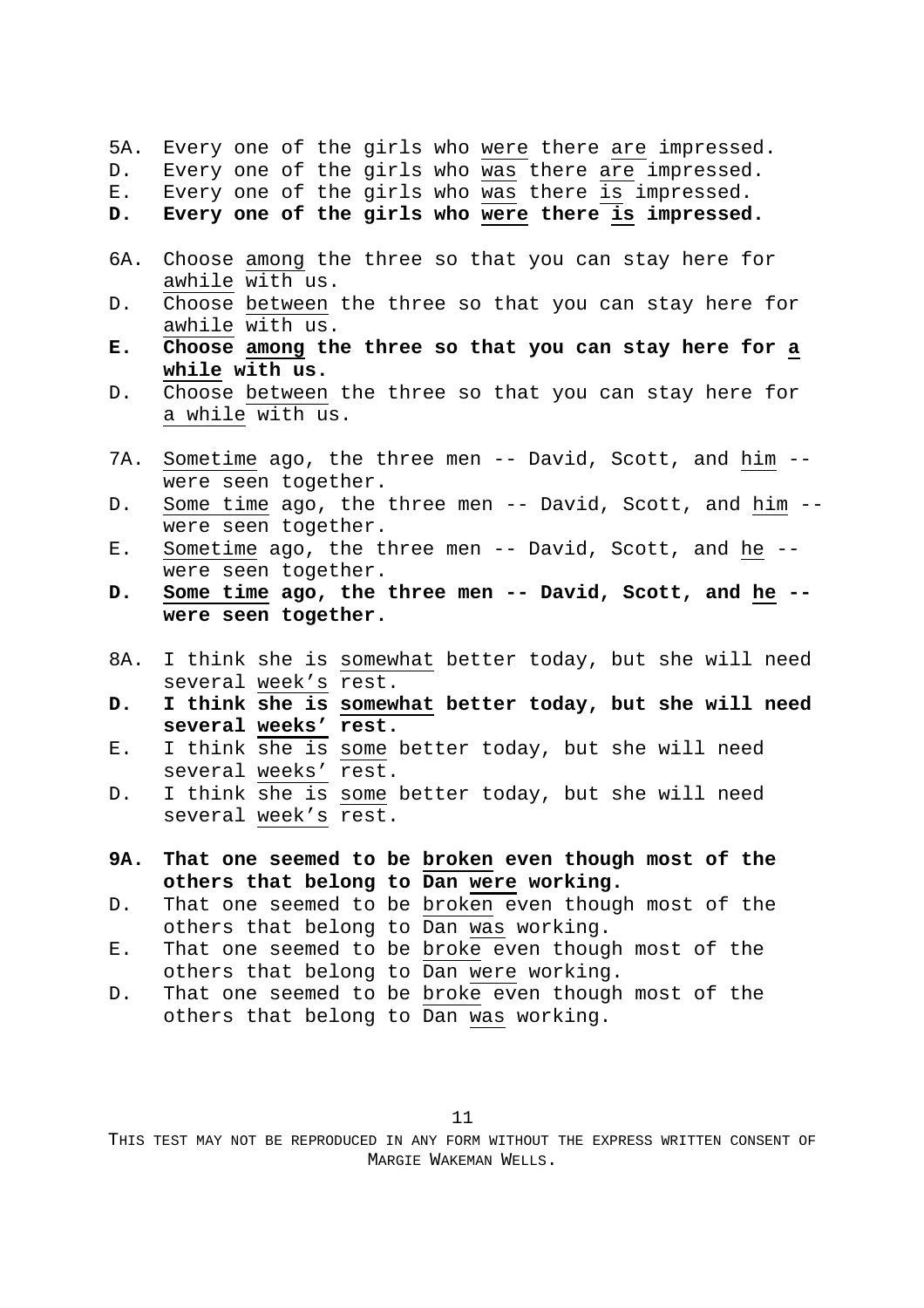5A. Every one of the girls who <u>were</u> there <u>are</u> impressed.
D. Every one of the girls who <u>was</u> there <u>are</u> impressed.
E. Every one of the girls who <u>was</u> there <u>is</u> impressed.
**D. Every one of the girls who <u>were</u> there <u>is</u> impressed.**

6A. Choose <u>among</u> the three so that you can stay here for <u>awhile</u> with us.
D. Choose <u>between</u> the three so that you can stay here for <u>awhile</u> with us.
**E. Choose <u>among</u> the three so that you can stay here for <u>a while</u> with us.**
D. Choose <u>between</u> the three so that you can stay here for <u>a while</u> with us.

7A. <u>Sometime</u> ago, the three men -- David, Scott, and <u>him</u> -- were seen together.
D. <u>Some time</u> ago, the three men -- David, Scott, and <u>him</u> -- were seen together.
E. <u>Sometime</u> ago, the three men -- David, Scott, and <u>he</u> -- were seen together.
**D. <u>Some time</u> ago, the three men -- David, Scott, and <u>he</u> -- were seen together.**

8A. I think she is <u>somewhat</u> better today, but she will need several <u>week's</u> rest.
**D. I think she is <u>somewhat</u> better today, but she will need several <u>weeks'</u> rest.**
E. I think she is <u>some</u> better today, but she will need several <u>weeks'</u> rest.
D. I think she is <u>some</u> better today, but she will need several <u>week's</u> rest.

**9A. That one seemed to be <u>broken</u> even though most of the others that belong to Dan <u>were</u> working.**
D. That one seemed to be <u>broken</u> even though most of the others that belong to Dan <u>was</u> working.
E. That one seemed to be <u>broke</u> even though most of the others that belong to Dan <u>were</u> working.
D. That one seemed to be <u>broke</u> even though most of the others that belong to Dan <u>was</u> working.

THIS TEST MAY NOT BE REPRODUCED IN ANY FORM WITHOUT THE EXPRESS WRITTEN CONSENT OF MARGIE WAKEMAN WELLS.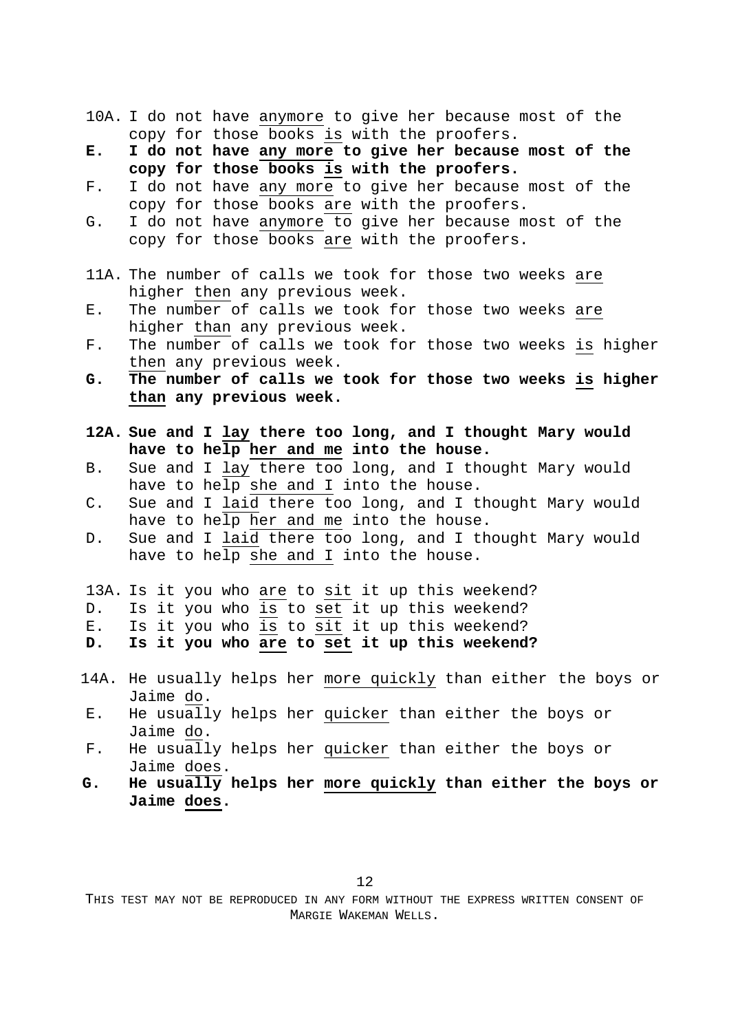10A. I do not have <u>anymore</u> to give her because most of the copy for those books <u>is</u> with the proofers.

**E. I do not have <u>any more</u> to give her because most of the copy for those books <u>is</u> with the proofers.**

F. I do not have <u>any more</u> to give her because most of the copy for those books <u>are</u> with the proofers.

G. I do not have <u>anymore</u> to give her because most of the copy for those books <u>are</u> with the proofers.

11A. The number of calls we took for those two weeks <u>are</u> higher <u>then</u> any previous week.

E. The number of calls we took for those two weeks <u>are</u> higher <u>than</u> any previous week.

F. The number of calls we took for those two weeks <u>is</u> higher <u>then</u> any previous week.

**G. The number of calls we took for those two weeks <u>is</u> higher <u>than</u> any previous week.**

**12A. Sue and I <u>lay</u> there too long, and I thought Mary would have to help <u>her and me</u> into the house.**

B. Sue and I <u>lay</u> there too long, and I thought Mary would have to help <u>she and I</u> into the house.

C. Sue and I <u>laid</u> there too long, and I thought Mary would have to help <u>her and me</u> into the house.

D. Sue and I <u>laid</u> there too long, and I thought Mary would have to help <u>she and I</u> into the house.

13A. Is it you who <u>are</u> to <u>sit</u> it up this weekend?

D. Is it you who <u>is</u> to <u>set</u> it up this weekend?

E. Is it you who <u>is</u> to <u>sit</u> it up this weekend?

**D. Is it you who <u>are</u> to <u>set</u> it up this weekend?**

14A. He usually helps her <u>more quickly</u> than either the boys or Jaime <u>do</u>.

E. He usually helps her <u>quicker</u> than either the boys or Jaime <u>do</u>.

F. He usually helps her <u>quicker</u> than either the boys or Jaime <u>does</u>.

**G. He usually helps her <u>more quickly</u> than either the boys or Jaime <u>does</u>.**

THIS TEST MAY NOT BE REPRODUCED IN ANY FORM WITHOUT THE EXPRESS WRITTEN CONSENT OF MARGIE WAKEMAN WELLS.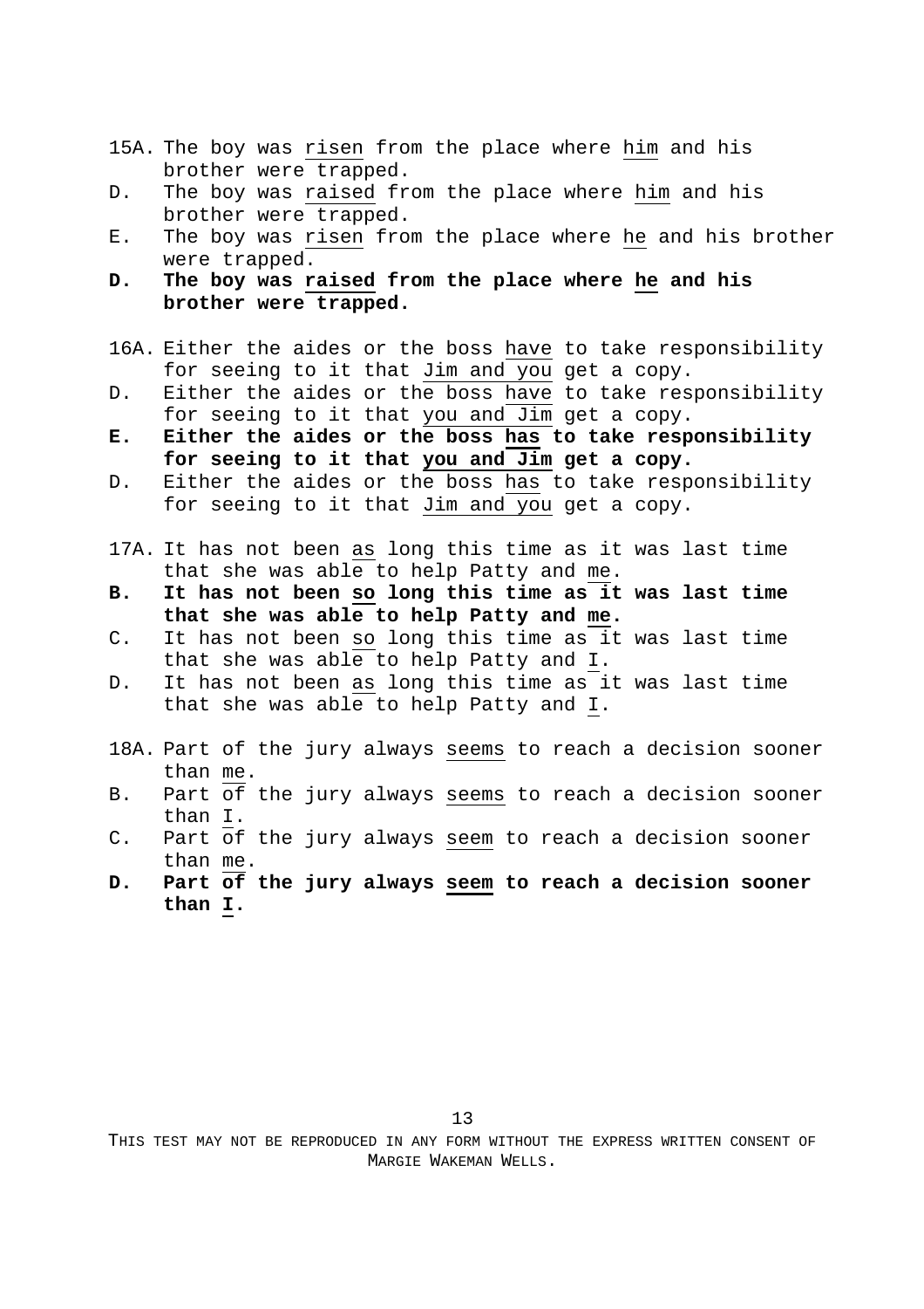15A. The boy was <u>risen</u> from the place where <u>him</u> and his brother were trapped.

D. The boy was <u>raised</u> from the place where <u>him</u> and his brother were trapped.

E. The boy was <u>risen</u> from the place where <u>he</u> and his brother were trapped.

**D. The boy was <u>raised</u> from the place where <u>he</u> and his brother were trapped.**

16A. Either the aides or the boss <u>have</u> to take responsibility for seeing to it that <u>Jim and you</u> get a copy.

D. Either the aides or the boss <u>have</u> to take responsibility for seeing to it that <u>you and Jim</u> get a copy.

**E. Either the aides or the boss <u>has</u> to take responsibility for seeing to it that <u>you and Jim</u> get a copy.**

D. Either the aides or the boss <u>has</u> to take responsibility for seeing to it that <u>Jim and you</u> get a copy.

17A. It has not been <u>as</u> long this time as it was last time that she was able to help Patty and <u>me</u>.

**B. It has not been <u>so</u> long this time as it was last time that she was able to help Patty and <u>me</u>.**

C. It has not been <u>so</u> long this time as it was last time that she was able to help Patty and <u>I</u>.

D. It has not been <u>as</u> long this time as it was last time that she was able to help Patty and <u>I</u>.

18A. Part of the jury always <u>seems</u> to reach a decision sooner than <u>me</u>.

B. Part of the jury always <u>seems</u> to reach a decision sooner than <u>I</u>.

C. Part of the jury always <u>seem</u> to reach a decision sooner than <u>me</u>.

**D. Part of the jury always <u>seem</u> to reach a decision sooner than <u>I</u>.**

THIS TEST MAY NOT BE REPRODUCED IN ANY FORM WITHOUT THE EXPRESS WRITTEN CONSENT OF MARGIE WAKEMAN WELLS.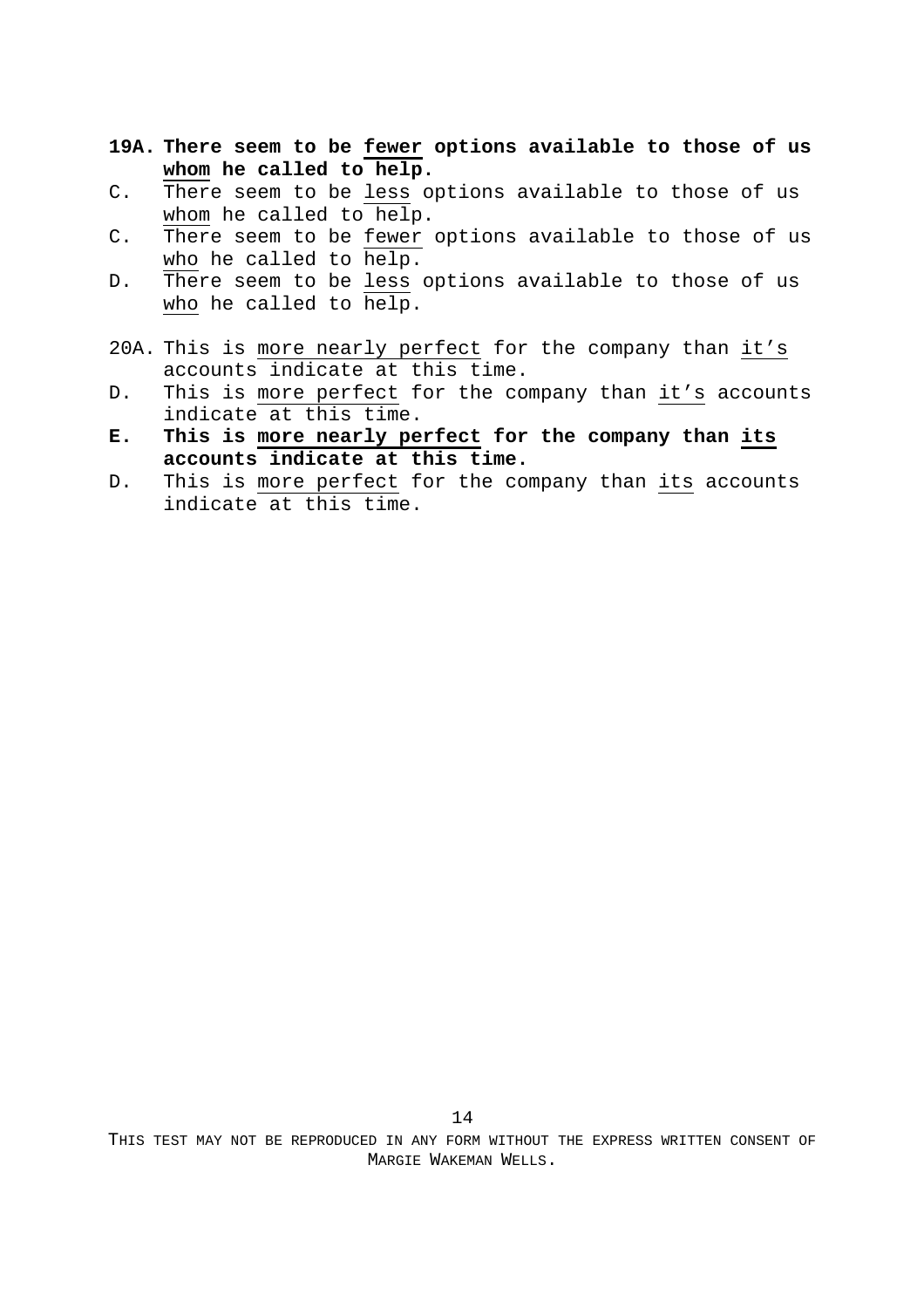**19A. There seem to be <u>fewer</u> options available to those of us <u>whom</u> he called to help.**

C. There seem to be <u>less</u> options available to those of us <u>whom</u> he called to help.

C. There seem to be <u>fewer</u> options available to those of us <u>who</u> he called to help.

D. There seem to be <u>less</u> options available to those of us <u>who</u> he called to help.

20A. This is <u>more nearly perfect</u> for the company than <u>it's</u> accounts indicate at this time.

D. This is <u>more perfect</u> for the company than <u>it's</u> accounts indicate at this time.

**E. This is <u>more nearly perfect</u> for the company than <u>its</u> accounts indicate at this time.**

D. This is <u>more perfect</u> for the company than <u>its</u> accounts indicate at this time.

THIS TEST MAY NOT BE REPRODUCED IN ANY FORM WITHOUT THE EXPRESS WRITTEN CONSENT OF MARGIE WAKEMAN WELLS.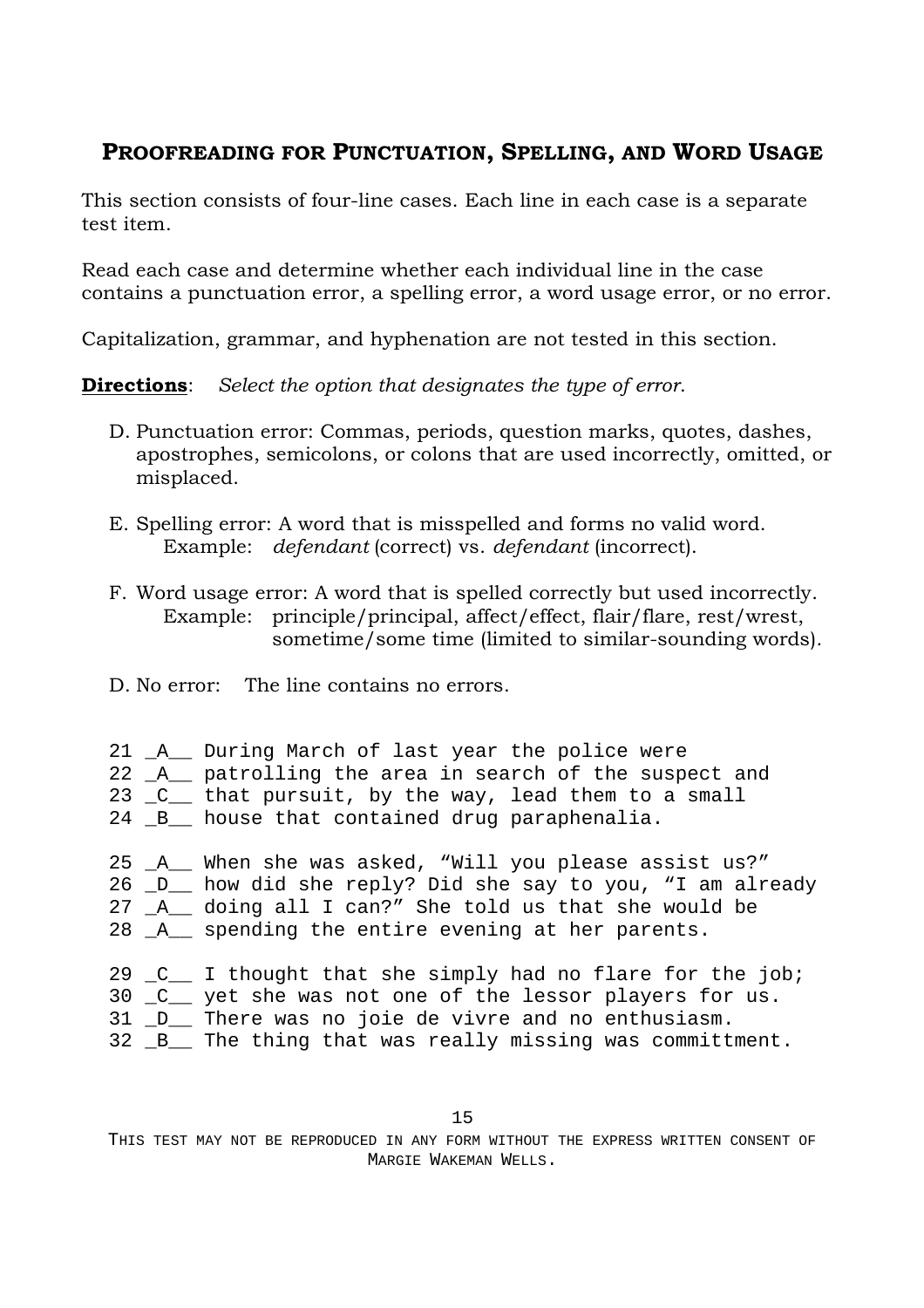## PROOFREADING FOR PUNCTUATION, SPELLING, AND WORD USAGE

This section consists of four-line cases. Each line in each case is a separate test item.

Read each case and determine whether each individual line in the case contains a punctuation error, a spelling error, a word usage error, or no error.

Capitalization, grammar, and hyphenation are not tested in this section.

**Directions**: *Select the option that designates the type of error.*

D. Punctuation error: Commas, periods, question marks, quotes, dashes, apostrophes, semicolons, or colons that are used incorrectly, omitted, or misplaced.

E. Spelling error: A word that is misspelled and forms no valid word.
Example: *defendant* (correct) vs. *defendant* (incorrect).

F. Word usage error: A word that is spelled correctly but used incorrectly.
Example: principle/principal, affect/effect, flair/flare, rest/wrest, sometime/some time (limited to similar-sounding words).

D. No error: The line contains no errors.

```
21 _A__ During March of last year the police were
22 _A__ patrolling the area in search of the suspect and
23 _C__ that pursuit, by the way, lead them to a small
24 _B__ house that contained drug paraphenalia.

25 _A__ When she was asked, “Will you please assist us?”
26 _D__ how did she reply? Did she say to you, “I am already
27 _A__ doing all I can?” She told us that she would be
28 _A__ spending the entire evening at her parents.

29 _C__ I thought that she simply had no flare for the job;
30 _C__ yet she was not one of the lessor players for us.
31 _D__ There was no joie de vivre and no enthusiasm.
32 _B__ The thing that was really missing was committment.
```

THIS TEST MAY NOT BE REPRODUCED IN ANY FORM WITHOUT THE EXPRESS WRITTEN CONSENT OF MARGIE WAKEMAN WELLS.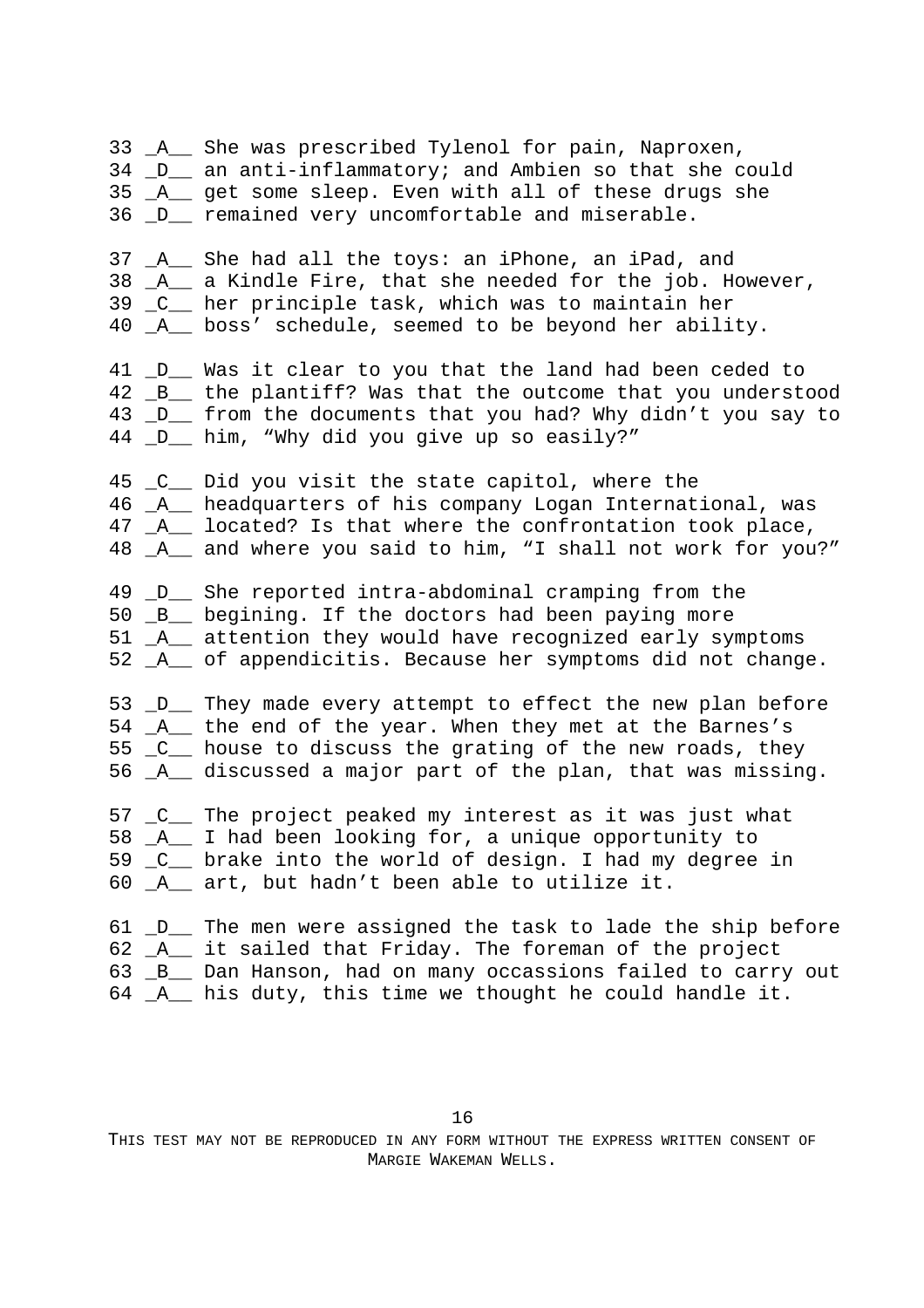33 _A__ She was prescribed Tylenol for pain, Naproxen,
34 _D__ an anti-inflammatory; and Ambien so that she could
35 _A__ get some sleep. Even with all of these drugs she
36 _D__ remained very uncomfortable and miserable.

37 _A__ She had all the toys: an iPhone, an iPad, and
38 _A__ a Kindle Fire, that she needed for the job. However,
39 _C__ her principle task, which was to maintain her
40 _A__ boss' schedule, seemed to be beyond her ability.

41 _D__ Was it clear to you that the land had been ceded to
42 _B__ the plantiff? Was that the outcome that you understood
43 _D__ from the documents that you had? Why didn't you say to
44 _D__ him, "Why did you give up so easily?"

45 _C__ Did you visit the state capitol, where the
46 _A__ headquarters of his company Logan International, was
47 _A__ located? Is that where the confrontation took place,
48 _A__ and where you said to him, "I shall not work for you?"

49 _D__ She reported intra-abdominal cramping from the
50 _B__ begining. If the doctors had been paying more
51 _A__ attention they would have recognized early symptoms
52 _A__ of appendicitis. Because her symptoms did not change.

53 _D__ They made every attempt to effect the new plan before
54 _A__ the end of the year. When they met at the Barnes's
55 _C__ house to discuss the grating of the new roads, they
56 _A__ discussed a major part of the plan, that was missing.

57 _C__ The project peaked my interest as it was just what
58 _A__ I had been looking for, a unique opportunity to
59 _C__ brake into the world of design. I had my degree in
60 _A__ art, but hadn't been able to utilize it.

61 _D__ The men were assigned the task to lade the ship before
62 _A__ it sailed that Friday. The foreman of the project
63 _B__ Dan Hanson, had on many occassions failed to carry out
64 _A__ his duty, this time we thought he could handle it.

THIS TEST MAY NOT BE REPRODUCED IN ANY FORM WITHOUT THE EXPRESS WRITTEN CONSENT OF MARGIE WAKEMAN WELLS.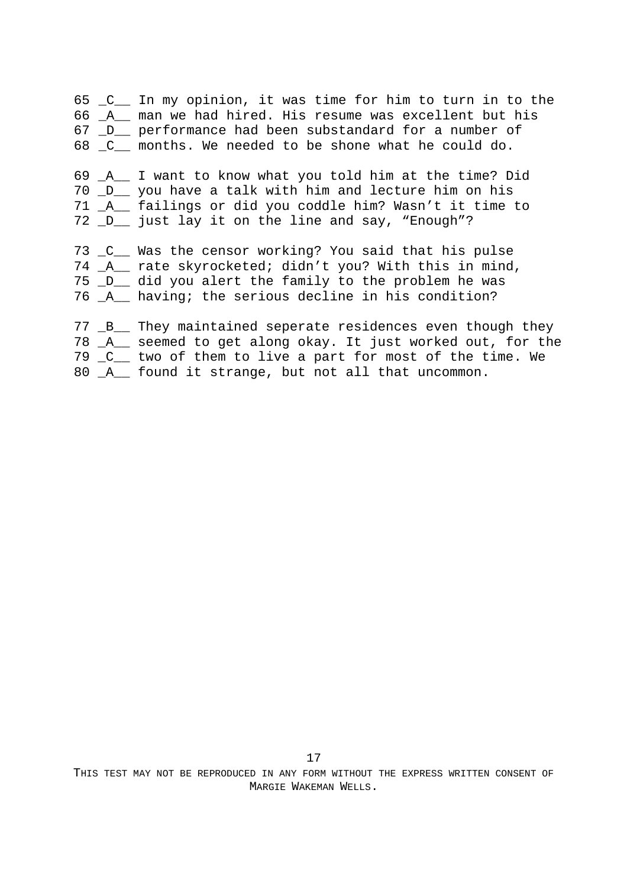65 _C__ In my opinion, it was time for him to turn in to the
66 _A__ man we had hired. His resume was excellent but his
67 _D__ performance had been substandard for a number of
68 _C__ months. We needed to be shone what he could do.

69 _A__ I want to know what you told him at the time? Did
70 _D__ you have a talk with him and lecture him on his
71 _A__ failings or did you coddle him? Wasn't it time to
72 _D__ just lay it on the line and say, "Enough"?

73 _C__ Was the censor working? You said that his pulse
74 _A__ rate skyrocketed; didn't you? With this in mind,
75 _D__ did you alert the family to the problem he was
76 _A__ having; the serious decline in his condition?

77 _B__ They maintained seperate residences even though they
78 _A__ seemed to get along okay. It just worked out, for the
79 _C__ two of them to live a part for most of the time. We
80 _A__ found it strange, but not all that uncommon.

THIS TEST MAY NOT BE REPRODUCED IN ANY FORM WITHOUT THE EXPRESS WRITTEN CONSENT OF MARGIE WAKEMAN WELLS.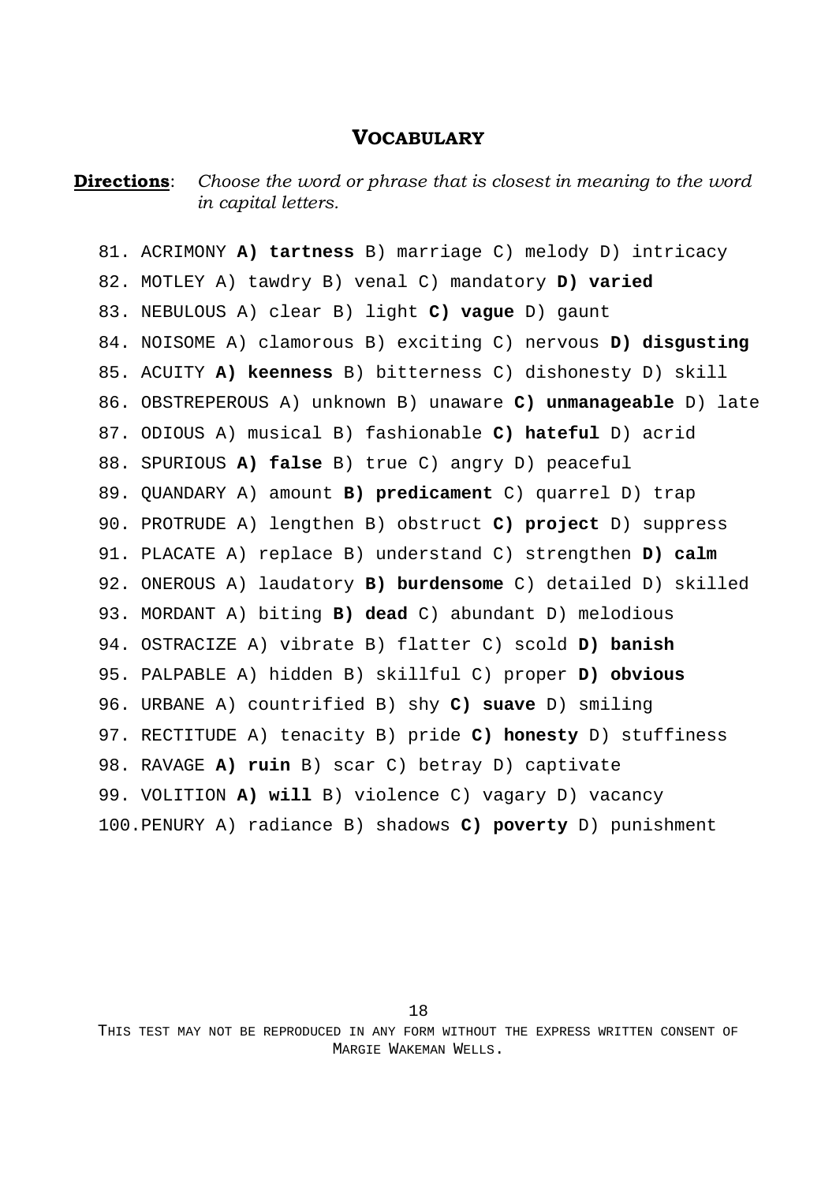## VOCABULARY

**Directions**: *Choose the word or phrase that is closest in meaning to the word in capital letters.*

81. ACRIMONY **A) tartness** B) marriage C) melody D) intricacy
82. MOTLEY A) tawdry B) venal C) mandatory **D) varied**
83. NEBULOUS A) clear B) light **C) vague** D) gaunt
84. NOISOME A) clamorous B) exciting C) nervous **D) disgusting**
85. ACUITY **A) keenness** B) bitterness C) dishonesty D) skill
86. OBSTREPEROUS A) unknown B) unaware **C) unmanageable** D) late
87. ODIOUS A) musical B) fashionable **C) hateful** D) acrid
88. SPURIOUS **A) false** B) true C) angry D) peaceful
89. QUANDARY A) amount **B) predicament** C) quarrel D) trap
90. PROTRUDE A) lengthen B) obstruct **C) project** D) suppress
91. PLACATE A) replace B) understand C) strengthen **D) calm**
92. ONEROUS A) laudatory **B) burdensome** C) detailed D) skilled
93. MORDANT A) biting **B) dead** C) abundant D) melodious
94. OSTRACIZE A) vibrate B) flatter C) scold **D) banish**
95. PALPABLE A) hidden B) skillful C) proper **D) obvious**
96. URBANE A) countrified B) shy **C) suave** D) smiling
97. RECTITUDE A) tenacity B) pride **C) honesty** D) stuffiness
98. RAVAGE **A) ruin** B) scar C) betray D) captivate
99. VOLITION **A) will** B) violence C) vagary D) vacancy
100. PENURY A) radiance B) shadows **C) poverty** D) punishment

THIS TEST MAY NOT BE REPRODUCED IN ANY FORM WITHOUT THE EXPRESS WRITTEN CONSENT OF MARGIE WAKEMAN WELLS.